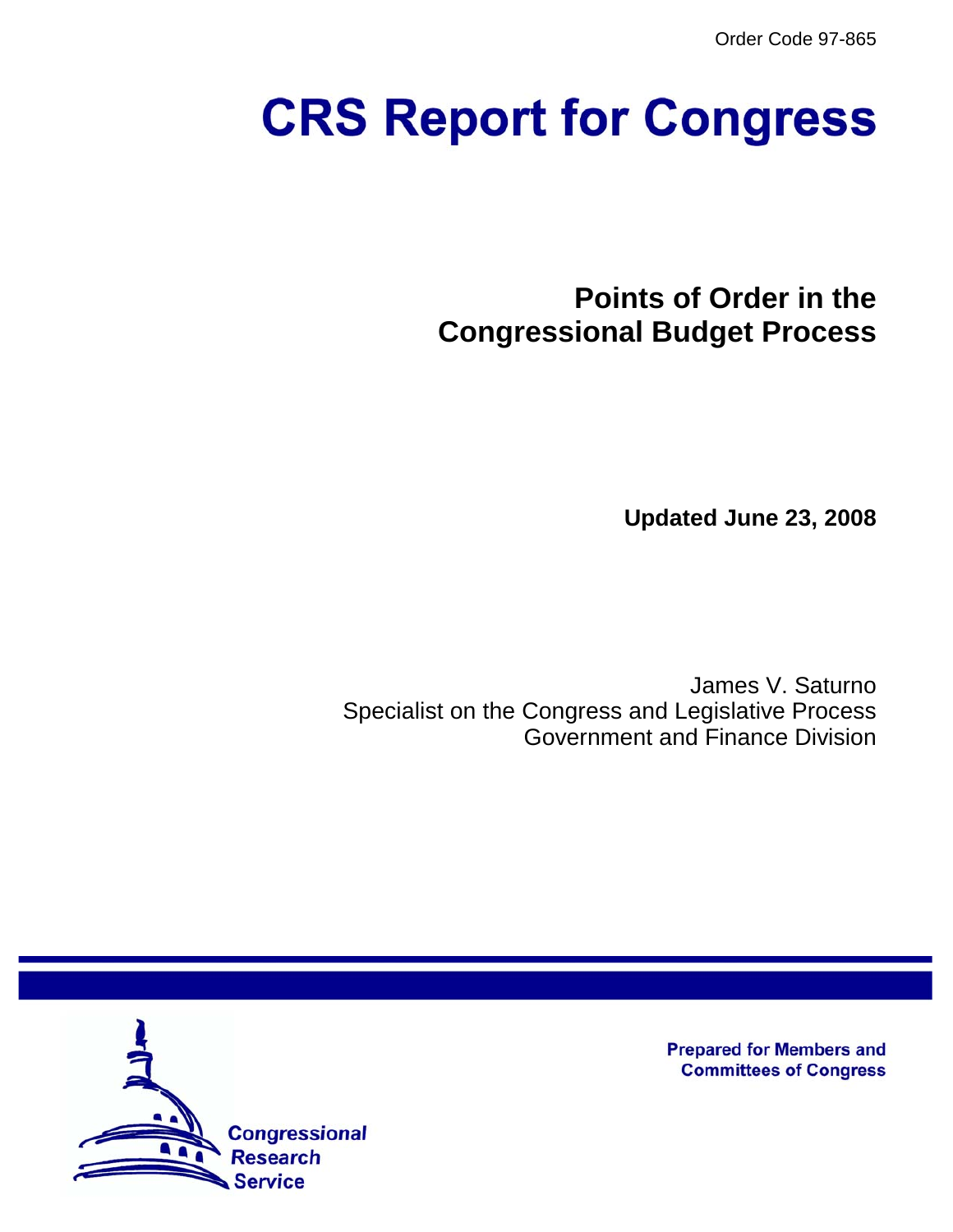Order Code 97-865

# CRS Report for Congress

## Points of Order in the Congressional Budget Process

**Updated June 23, 2008**

James V. Saturno
Specialist on the Congress and Legislative Process
Government and Finance Division

Prepared for Members and Committees of Congress

Congressional Research Service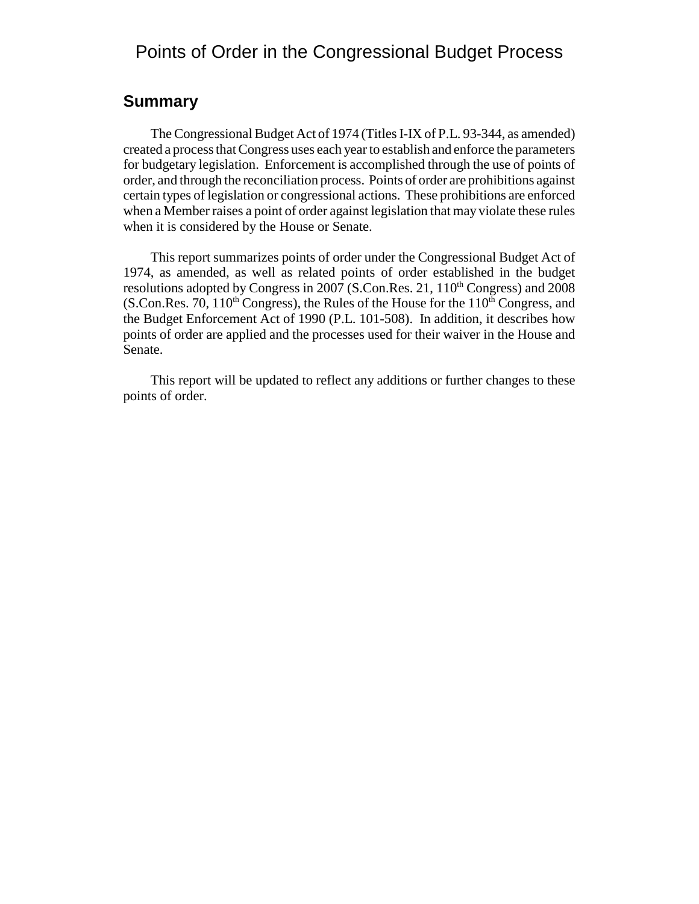# Points of Order in the Congressional Budget Process

## Summary

The Congressional Budget Act of 1974 (Titles I-IX of P.L. 93-344, as amended) created a process that Congress uses each year to establish and enforce the parameters for budgetary legislation. Enforcement is accomplished through the use of points of order, and through the reconciliation process. Points of order are prohibitions against certain types of legislation or congressional actions. These prohibitions are enforced when a Member raises a point of order against legislation that may violate these rules when it is considered by the House or Senate.

This report summarizes points of order under the Congressional Budget Act of 1974, as amended, as well as related points of order established in the budget resolutions adopted by Congress in 2007 (S.Con.Res. 21, 110th Congress) and 2008 (S.Con.Res. 70, 110th Congress), the Rules of the House for the 110th Congress, and the Budget Enforcement Act of 1990 (P.L. 101-508). In addition, it describes how points of order are applied and the processes used for their waiver in the House and Senate.

This report will be updated to reflect any additions or further changes to these points of order.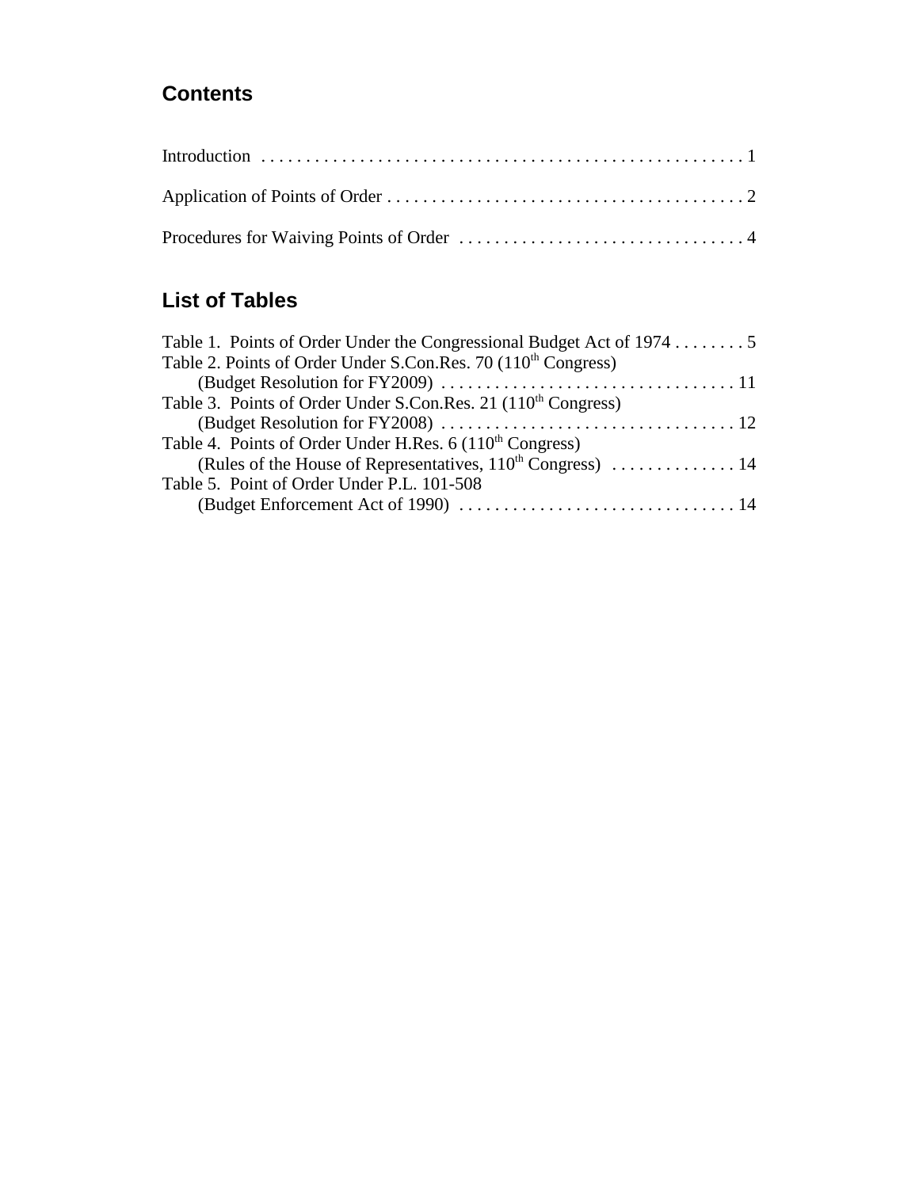## Contents

Introduction . . . . . . . . . . . . . . . . . . . . . . . . . . . . . . . . . . . . . . . . . . . . . . . . . . . . . 1

Application of Points of Order . . . . . . . . . . . . . . . . . . . . . . . . . . . . . . . . . . . . . . . . . 2

Procedures for Waiving Points of Order . . . . . . . . . . . . . . . . . . . . . . . . . . . . . . . . 4

## List of Tables

Table 1. Points of Order Under the Congressional Budget Act of 1974 . . . . . . . . 5
Table 2. Points of Order Under S.Con.Res. 70 (110th Congress)
(Budget Resolution for FY2009) . . . . . . . . . . . . . . . . . . . . . . . . . . . . . . . . . 11
Table 3. Points of Order Under S.Con.Res. 21 (110th Congress)
(Budget Resolution for FY2008) . . . . . . . . . . . . . . . . . . . . . . . . . . . . . . . . . 12
Table 4. Points of Order Under H.Res. 6 (110th Congress)
(Rules of the House of Representatives, 110th Congress) . . . . . . . . . . . . . . 14
Table 5. Point of Order Under P.L. 101-508
(Budget Enforcement Act of 1990) . . . . . . . . . . . . . . . . . . . . . . . . . . . . . . . 14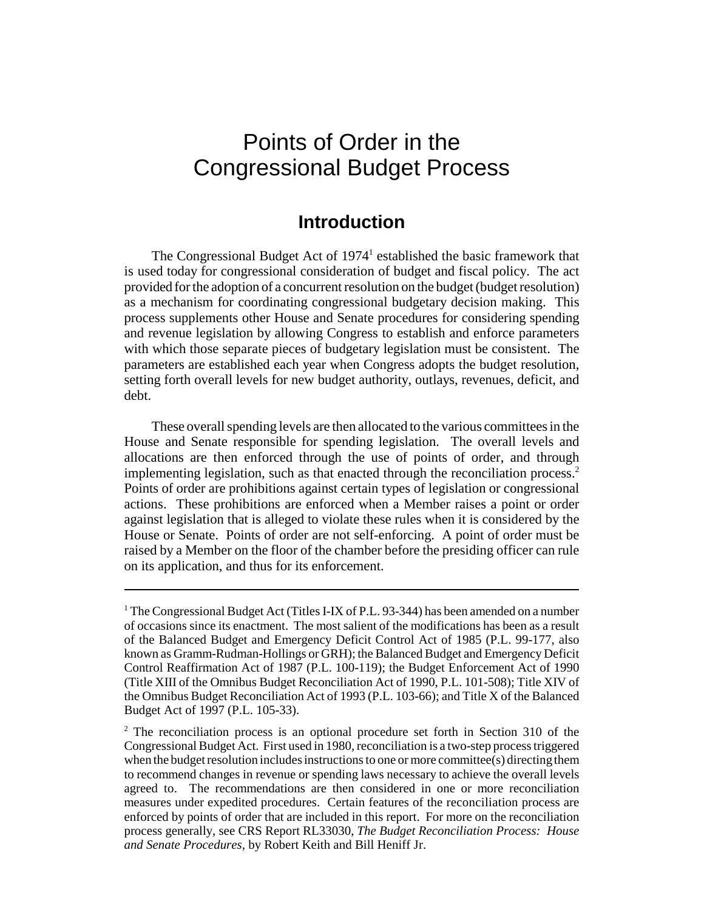# Points of Order in the Congressional Budget Process

## Introduction

The Congressional Budget Act of 1974[1] established the basic framework that is used today for congressional consideration of budget and fiscal policy. The act provided for the adoption of a concurrent resolution on the budget (budget resolution) as a mechanism for coordinating congressional budgetary decision making. This process supplements other House and Senate procedures for considering spending and revenue legislation by allowing Congress to establish and enforce parameters with which those separate pieces of budgetary legislation must be consistent. The parameters are established each year when Congress adopts the budget resolution, setting forth overall levels for new budget authority, outlays, revenues, deficit, and debt.

These overall spending levels are then allocated to the various committees in the House and Senate responsible for spending legislation. The overall levels and allocations are then enforced through the use of points of order, and through implementing legislation, such as that enacted through the reconciliation process.[2] Points of order are prohibitions against certain types of legislation or congressional actions. These prohibitions are enforced when a Member raises a point or order against legislation that is alleged to violate these rules when it is considered by the House or Senate. Points of order are not self-enforcing. A point of order must be raised by a Member on the floor of the chamber before the presiding officer can rule on its application, and thus for its enforcement.

---

[1] The Congressional Budget Act (Titles I-IX of P.L. 93-344) has been amended on a number of occasions since its enactment. The most salient of the modifications has been as a result of the Balanced Budget and Emergency Deficit Control Act of 1985 (P.L. 99-177, also known as Gramm-Rudman-Hollings or GRH); the Balanced Budget and Emergency Deficit Control Reaffirmation Act of 1987 (P.L. 100-119); the Budget Enforcement Act of 1990 (Title XIII of the Omnibus Budget Reconciliation Act of 1990, P.L. 101-508); Title XIV of the Omnibus Budget Reconciliation Act of 1993 (P.L. 103-66); and Title X of the Balanced Budget Act of 1997 (P.L. 105-33).

[2] The reconciliation process is an optional procedure set forth in Section 310 of the Congressional Budget Act. First used in 1980, reconciliation is a two-step process triggered when the budget resolution includes instructions to one or more committee(s) directing them to recommend changes in revenue or spending laws necessary to achieve the overall levels agreed to. The recommendations are then considered in one or more reconciliation measures under expedited procedures. Certain features of the reconciliation process are enforced by points of order that are included in this report. For more on the reconciliation process generally, see CRS Report RL33030, *The Budget Reconciliation Process: House and Senate Procedures*, by Robert Keith and Bill Heniff Jr.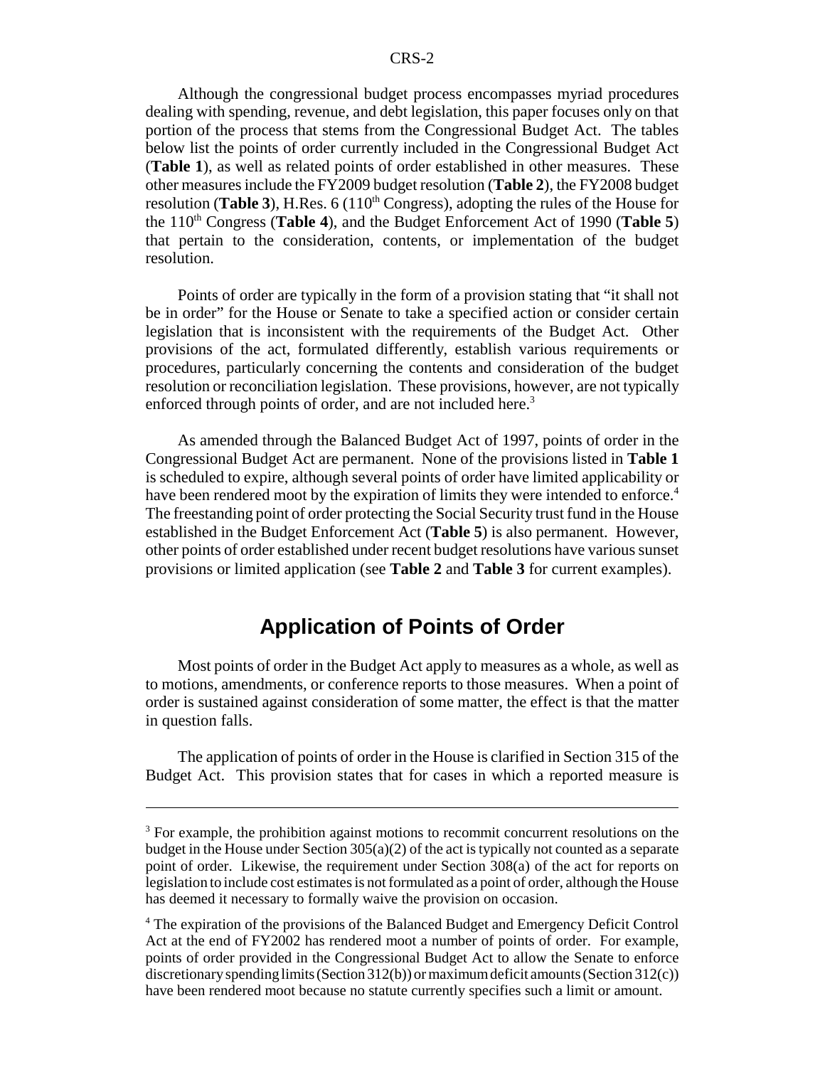Although the congressional budget process encompasses myriad procedures dealing with spending, revenue, and debt legislation, this paper focuses only on that portion of the process that stems from the Congressional Budget Act. The tables below list the points of order currently included in the Congressional Budget Act (**Table 1**), as well as related points of order established in other measures. These other measures include the FY2009 budget resolution (**Table 2**), the FY2008 budget resolution (**Table 3**), H.Res. 6 (110th Congress), adopting the rules of the House for the 110th Congress (**Table 4**), and the Budget Enforcement Act of 1990 (**Table 5**) that pertain to the consideration, contents, or implementation of the budget resolution.

Points of order are typically in the form of a provision stating that "it shall not be in order" for the House or Senate to take a specified action or consider certain legislation that is inconsistent with the requirements of the Budget Act. Other provisions of the act, formulated differently, establish various requirements or procedures, particularly concerning the contents and consideration of the budget resolution or reconciliation legislation. These provisions, however, are not typically enforced through points of order, and are not included here.[3]

As amended through the Balanced Budget Act of 1997, points of order in the Congressional Budget Act are permanent. None of the provisions listed in **Table 1** is scheduled to expire, although several points of order have limited applicability or have been rendered moot by the expiration of limits they were intended to enforce.[4] The freestanding point of order protecting the Social Security trust fund in the House established in the Budget Enforcement Act (**Table 5**) is also permanent. However, other points of order established under recent budget resolutions have various sunset provisions or limited application (see **Table 2** and **Table 3** for current examples).

## Application of Points of Order

Most points of order in the Budget Act apply to measures as a whole, as well as to motions, amendments, or conference reports to those measures. When a point of order is sustained against consideration of some matter, the effect is that the matter in question falls.

The application of points of order in the House is clarified in Section 315 of the Budget Act. This provision states that for cases in which a reported measure is

---

[3] For example, the prohibition against motions to recommit concurrent resolutions on the budget in the House under Section 305(a)(2) of the act is typically not counted as a separate point of order. Likewise, the requirement under Section 308(a) of the act for reports on legislation to include cost estimates is not formulated as a point of order, although the House has deemed it necessary to formally waive the provision on occasion.

[4] The expiration of the provisions of the Balanced Budget and Emergency Deficit Control Act at the end of FY2002 has rendered moot a number of points of order. For example, points of order provided in the Congressional Budget Act to allow the Senate to enforce discretionary spending limits (Section 312(b)) or maximum deficit amounts (Section 312(c)) have been rendered moot because no statute currently specifies such a limit or amount.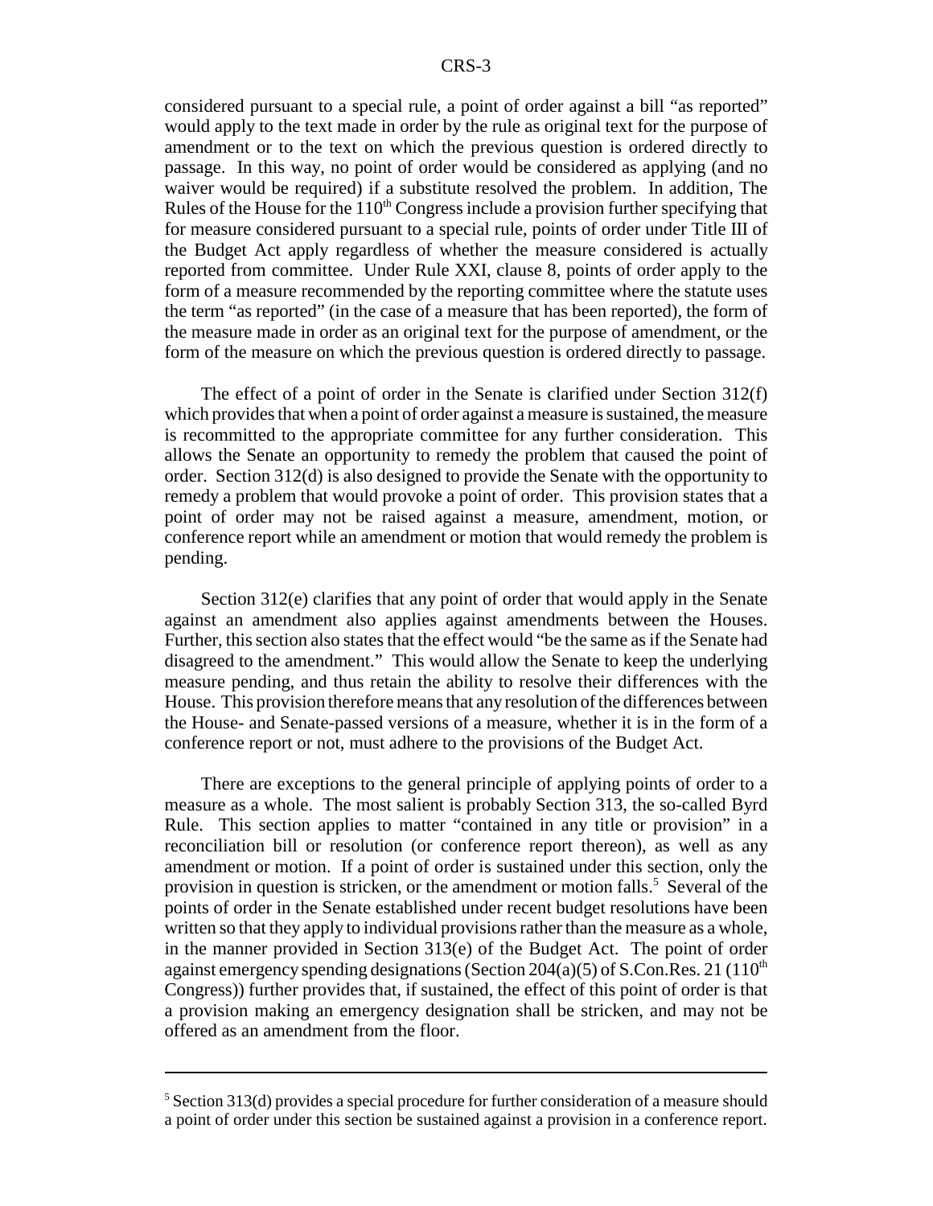considered pursuant to a special rule, a point of order against a bill "as reported" would apply to the text made in order by the rule as original text for the purpose of amendment or to the text on which the previous question is ordered directly to passage. In this way, no point of order would be considered as applying (and no waiver would be required) if a substitute resolved the problem. In addition, The Rules of the House for the 110th Congress include a provision further specifying that for measure considered pursuant to a special rule, points of order under Title III of the Budget Act apply regardless of whether the measure considered is actually reported from committee. Under Rule XXI, clause 8, points of order apply to the form of a measure recommended by the reporting committee where the statute uses the term "as reported" (in the case of a measure that has been reported), the form of the measure made in order as an original text for the purpose of amendment, or the form of the measure on which the previous question is ordered directly to passage.

The effect of a point of order in the Senate is clarified under Section 312(f) which provides that when a point of order against a measure is sustained, the measure is recommitted to the appropriate committee for any further consideration. This allows the Senate an opportunity to remedy the problem that caused the point of order. Section 312(d) is also designed to provide the Senate with the opportunity to remedy a problem that would provoke a point of order. This provision states that a point of order may not be raised against a measure, amendment, motion, or conference report while an amendment or motion that would remedy the problem is pending.

Section 312(e) clarifies that any point of order that would apply in the Senate against an amendment also applies against amendments between the Houses. Further, this section also states that the effect would "be the same as if the Senate had disagreed to the amendment." This would allow the Senate to keep the underlying measure pending, and thus retain the ability to resolve their differences with the House. This provision therefore means that any resolution of the differences between the House- and Senate-passed versions of a measure, whether it is in the form of a conference report or not, must adhere to the provisions of the Budget Act.

There are exceptions to the general principle of applying points of order to a measure as a whole. The most salient is probably Section 313, the so-called Byrd Rule. This section applies to matter "contained in any title or provision" in a reconciliation bill or resolution (or conference report thereon), as well as any amendment or motion. If a point of order is sustained under this section, only the provision in question is stricken, or the amendment or motion falls.[5] Several of the points of order in the Senate established under recent budget resolutions have been written so that they apply to individual provisions rather than the measure as a whole, in the manner provided in Section 313(e) of the Budget Act. The point of order against emergency spending designations (Section 204(a)(5) of S.Con.Res. 21 (110th Congress)) further provides that, if sustained, the effect of this point of order is that a provision making an emergency designation shall be stricken, and may not be offered as an amendment from the floor.

---

[5] Section 313(d) provides a special procedure for further consideration of a measure should a point of order under this section be sustained against a provision in a conference report.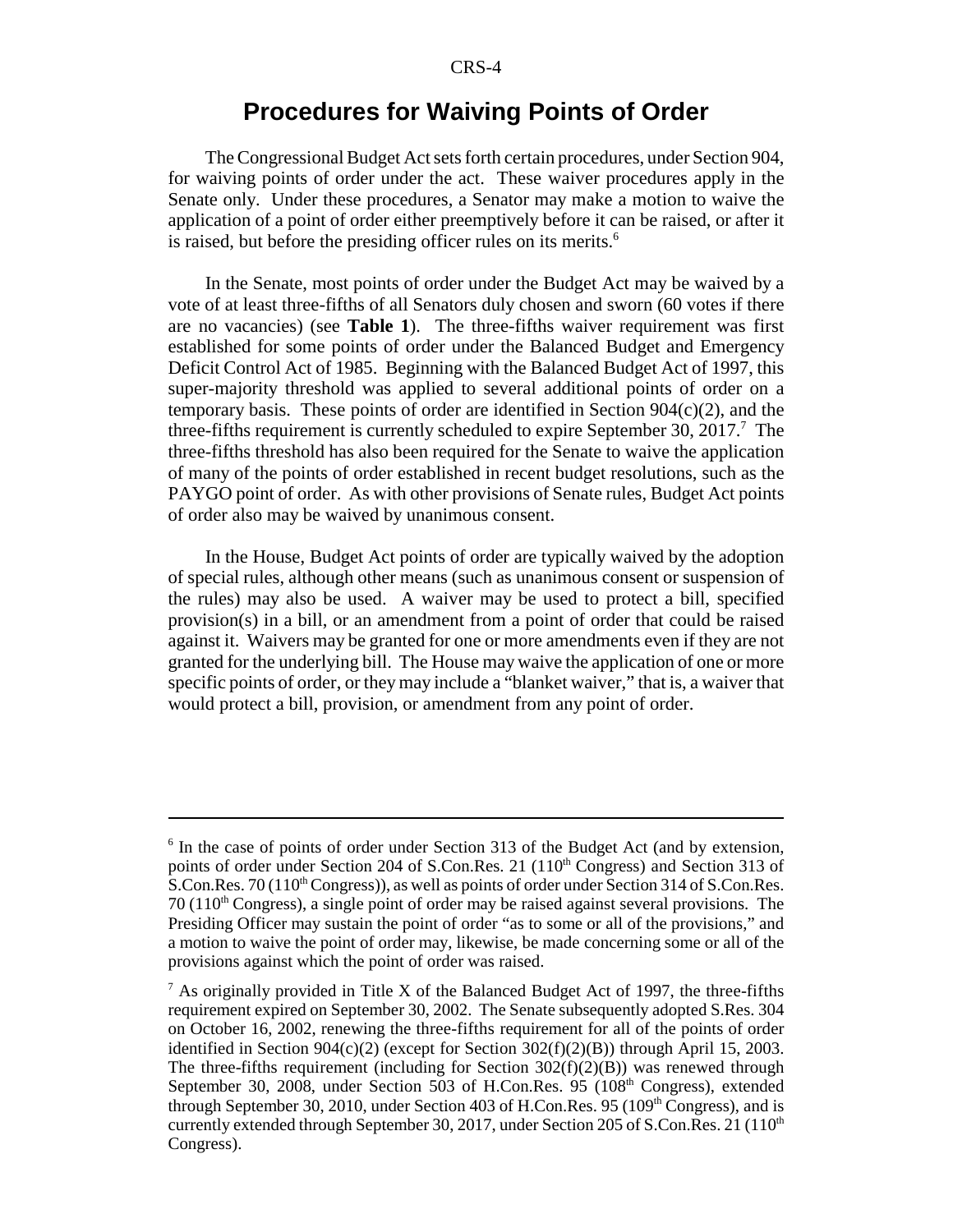## Procedures for Waiving Points of Order

The Congressional Budget Act sets forth certain procedures, under Section 904, for waiving points of order under the act. These waiver procedures apply in the Senate only. Under these procedures, a Senator may make a motion to waive the application of a point of order either preemptively before it can be raised, or after it is raised, but before the presiding officer rules on its merits.[6]

In the Senate, most points of order under the Budget Act may be waived by a vote of at least three-fifths of all Senators duly chosen and sworn (60 votes if there are no vacancies) (see **Table 1**). The three-fifths waiver requirement was first established for some points of order under the Balanced Budget and Emergency Deficit Control Act of 1985. Beginning with the Balanced Budget Act of 1997, this super-majority threshold was applied to several additional points of order on a temporary basis. These points of order are identified in Section 904(c)(2), and the three-fifths requirement is currently scheduled to expire September 30, 2017.[7] The three-fifths threshold has also been required for the Senate to waive the application of many of the points of order established in recent budget resolutions, such as the PAYGO point of order. As with other provisions of Senate rules, Budget Act points of order also may be waived by unanimous consent.

In the House, Budget Act points of order are typically waived by the adoption of special rules, although other means (such as unanimous consent or suspension of the rules) may also be used. A waiver may be used to protect a bill, specified provision(s) in a bill, or an amendment from a point of order that could be raised against it. Waivers may be granted for one or more amendments even if they are not granted for the underlying bill. The House may waive the application of one or more specific points of order, or they may include a "blanket waiver," that is, a waiver that would protect a bill, provision, or amendment from any point of order.

---

[6] In the case of points of order under Section 313 of the Budget Act (and by extension, points of order under Section 204 of S.Con.Res. 21 (110th Congress) and Section 313 of S.Con.Res. 70 (110th Congress)), as well as points of order under Section 314 of S.Con.Res. 70 (110th Congress), a single point of order may be raised against several provisions. The Presiding Officer may sustain the point of order "as to some or all of the provisions," and a motion to waive the point of order may, likewise, be made concerning some or all of the provisions against which the point of order was raised.

[7] As originally provided in Title X of the Balanced Budget Act of 1997, the three-fifths requirement expired on September 30, 2002. The Senate subsequently adopted S.Res. 304 on October 16, 2002, renewing the three-fifths requirement for all of the points of order identified in Section 904(c)(2) (except for Section 302(f)(2)(B)) through April 15, 2003. The three-fifths requirement (including for Section 302(f)(2)(B)) was renewed through September 30, 2008, under Section 503 of H.Con.Res. 95 (108th Congress), extended through September 30, 2010, under Section 403 of H.Con.Res. 95 (109th Congress), and is currently extended through September 30, 2017, under Section 205 of S.Con.Res. 21 (110th Congress).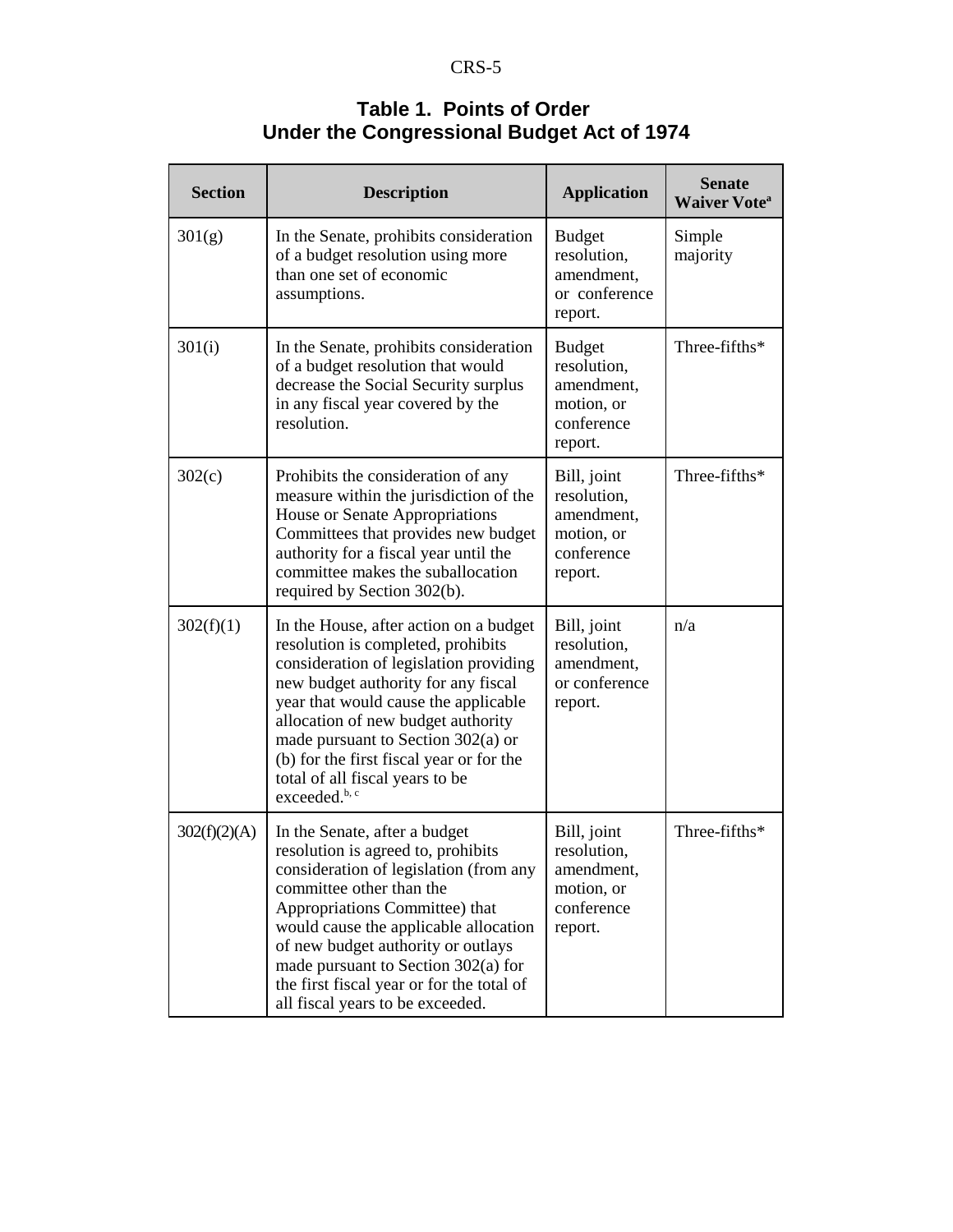**Table 1. Points of Order Under the Congressional Budget Act of 1974**

| Section | Description | Application | Senate Waiver Vote[a] |
|---|---|---|---|
| 301(g) | In the Senate, prohibits consideration of a budget resolution using more than one set of economic assumptions. | Budget resolution, amendment, or conference report. | Simple majority |
| 301(i) | In the Senate, prohibits consideration of a budget resolution that would decrease the Social Security surplus in any fiscal year covered by the resolution. | Budget resolution, amendment, motion, or conference report. | Three-fifths* |
| 302(c) | Prohibits the consideration of any measure within the jurisdiction of the House or Senate Appropriations Committees that provides new budget authority for a fiscal year until the committee makes the suballocation required by Section 302(b). | Bill, joint resolution, amendment, motion, or conference report. | Three-fifths* |
| 302(f)(1) | In the House, after action on a budget resolution is completed, prohibits consideration of legislation providing new budget authority for any fiscal year that would cause the applicable allocation of new budget authority made pursuant to Section 302(a) or (b) for the first fiscal year or for the total of all fiscal years to be exceeded.[b, c] | Bill, joint resolution, amendment, or conference report. | n/a |
| 302(f)(2)(A) | In the Senate, after a budget resolution is agreed to, prohibits consideration of legislation (from any committee other than the Appropriations Committee) that would cause the applicable allocation of new budget authority or outlays made pursuant to Section 302(a) for the first fiscal year or for the total of all fiscal years to be exceeded. | Bill, joint resolution, amendment, motion, or conference report. | Three-fifths* |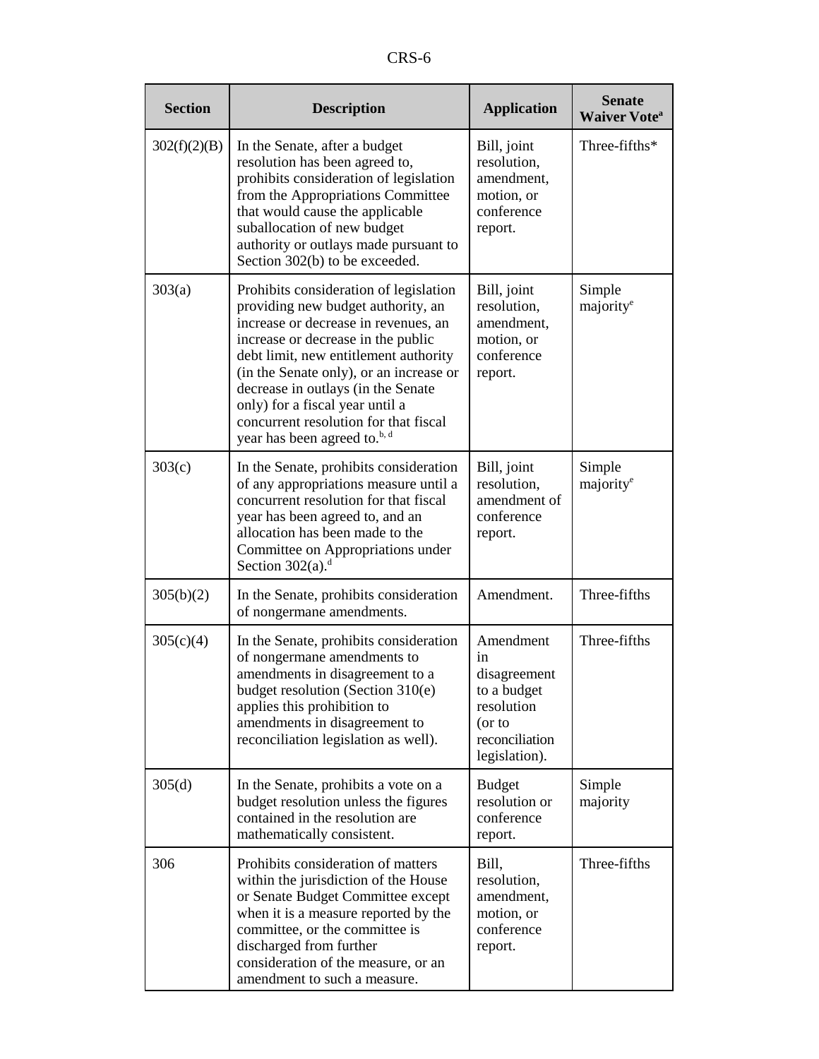| Section | Description | Application | Senate Waiver Vote[a] |
|---|---|---|---|
| 302(f)(2)(B) | In the Senate, after a budget resolution has been agreed to, prohibits consideration of legislation from the Appropriations Committee that would cause the applicable suballocation of new budget authority or outlays made pursuant to Section 302(b) to be exceeded. | Bill, joint resolution, amendment, motion, or conference report. | Three-fifths* |
| 303(a) | Prohibits consideration of legislation providing new budget authority, an increase or decrease in revenues, an increase or decrease in the public debt limit, new entitlement authority (in the Senate only), or an increase or decrease in outlays (in the Senate only) for a fiscal year until a concurrent resolution for that fiscal year has been agreed to.[b, d] | Bill, joint resolution, amendment, motion, or conference report. | Simple majority[e] |
| 303(c) | In the Senate, prohibits consideration of any appropriations measure until a concurrent resolution for that fiscal year has been agreed to, and an allocation has been made to the Committee on Appropriations under Section 302(a).[d] | Bill, joint resolution, amendment of conference report. | Simple majority[e] |
| 305(b)(2) | In the Senate, prohibits consideration of nongermane amendments. | Amendment. | Three-fifths |
| 305(c)(4) | In the Senate, prohibits consideration of nongermane amendments to amendments in disagreement to a budget resolution (Section 310(e) applies this prohibition to amendments in disagreement to reconciliation legislation as well). | Amendment in disagreement to a budget resolution (or to reconciliation legislation). | Three-fifths |
| 305(d) | In the Senate, prohibits a vote on a budget resolution unless the figures contained in the resolution are mathematically consistent. | Budget resolution or conference report. | Simple majority |
| 306 | Prohibits consideration of matters within the jurisdiction of the House or Senate Budget Committee except when it is a measure reported by the committee, or the committee is discharged from further consideration of the measure, or an amendment to such a measure. | Bill, resolution, amendment, motion, or conference report. | Three-fifths |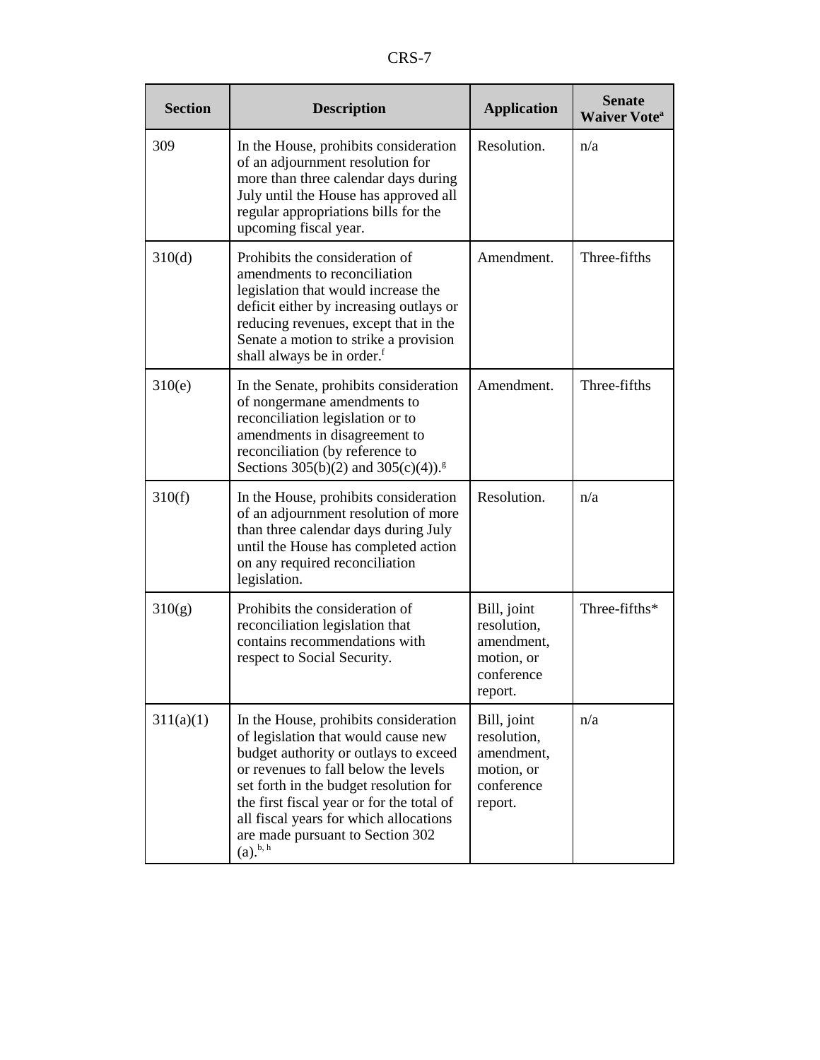| Section | Description | Application | Senate Waiver Vote[a] |
|---|---|---|---|
| 309 | In the House, prohibits consideration of an adjournment resolution for more than three calendar days during July until the House has approved all regular appropriations bills for the upcoming fiscal year. | Resolution. | n/a |
| 310(d) | Prohibits the consideration of amendments to reconciliation legislation that would increase the deficit either by increasing outlays or reducing revenues, except that in the Senate a motion to strike a provision shall always be in order.[f] | Amendment. | Three-fifths |
| 310(e) | In the Senate, prohibits consideration of nongermane amendments to reconciliation legislation or to amendments in disagreement to reconciliation (by reference to Sections 305(b)(2) and 305(c)(4)).[g] | Amendment. | Three-fifths |
| 310(f) | In the House, prohibits consideration of an adjournment resolution of more than three calendar days during July until the House has completed action on any required reconciliation legislation. | Resolution. | n/a |
| 310(g) | Prohibits the consideration of reconciliation legislation that contains recommendations with respect to Social Security. | Bill, joint resolution, amendment, motion, or conference report. | Three-fifths* |
| 311(a)(1) | In the House, prohibits consideration of legislation that would cause new budget authority or outlays to exceed or revenues to fall below the levels set forth in the budget resolution for the first fiscal year or for the total of all fiscal years for which allocations are made pursuant to Section 302 (a).[b, h] | Bill, joint resolution, amendment, motion, or conference report. | n/a |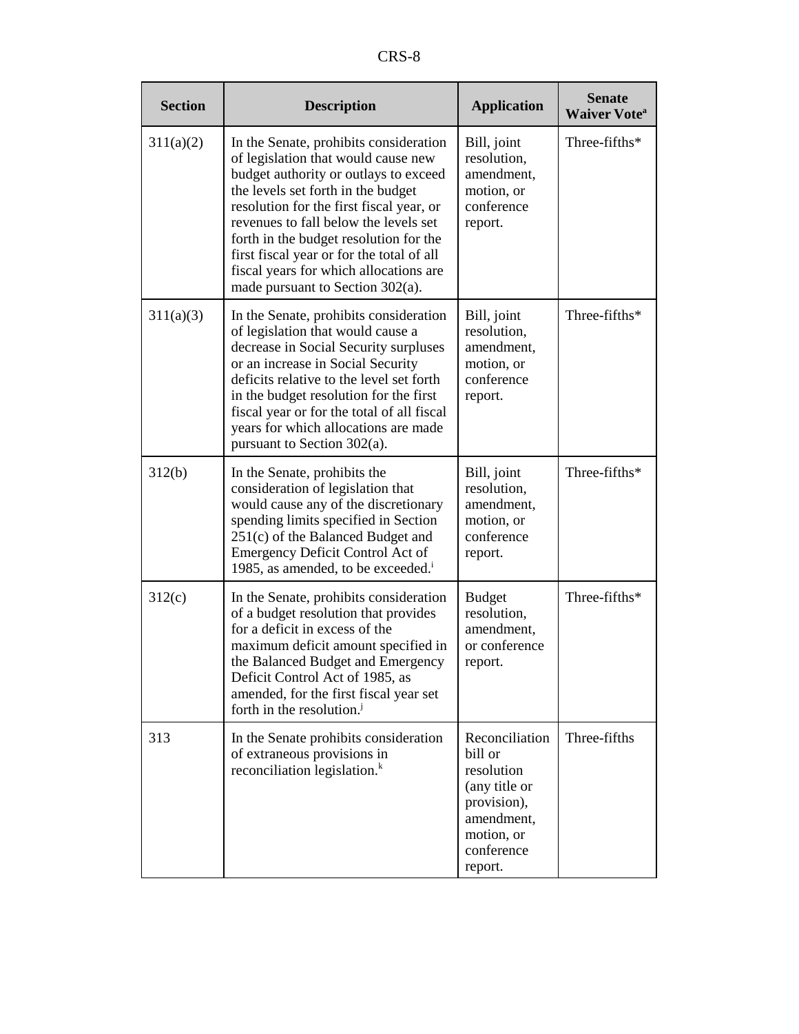| Section | Description | Application | Senate Waiver Vote[a] |
|---|---|---|---|
| 311(a)(2) | In the Senate, prohibits consideration of legislation that would cause new budget authority or outlays to exceed the levels set forth in the budget resolution for the first fiscal year, or revenues to fall below the levels set forth in the budget resolution for the first fiscal year or for the total of all fiscal years for which allocations are made pursuant to Section 302(a). | Bill, joint resolution, amendment, motion, or conference report. | Three-fifths* |
| 311(a)(3) | In the Senate, prohibits consideration of legislation that would cause a decrease in Social Security surpluses or an increase in Social Security deficits relative to the level set forth in the budget resolution for the first fiscal year or for the total of all fiscal years for which allocations are made pursuant to Section 302(a). | Bill, joint resolution, amendment, motion, or conference report. | Three-fifths* |
| 312(b) | In the Senate, prohibits the consideration of legislation that would cause any of the discretionary spending limits specified in Section 251(c) of the Balanced Budget and Emergency Deficit Control Act of 1985, as amended, to be exceeded.[i] | Bill, joint resolution, amendment, motion, or conference report. | Three-fifths* |
| 312(c) | In the Senate, prohibits consideration of a budget resolution that provides for a deficit in excess of the maximum deficit amount specified in the Balanced Budget and Emergency Deficit Control Act of 1985, as amended, for the first fiscal year set forth in the resolution.[j] | Budget resolution, amendment, or conference report. | Three-fifths* |
| 313 | In the Senate prohibits consideration of extraneous provisions in reconciliation legislation.[k] | Reconciliation bill or resolution (any title or provision), amendment, motion, or conference report. | Three-fifths |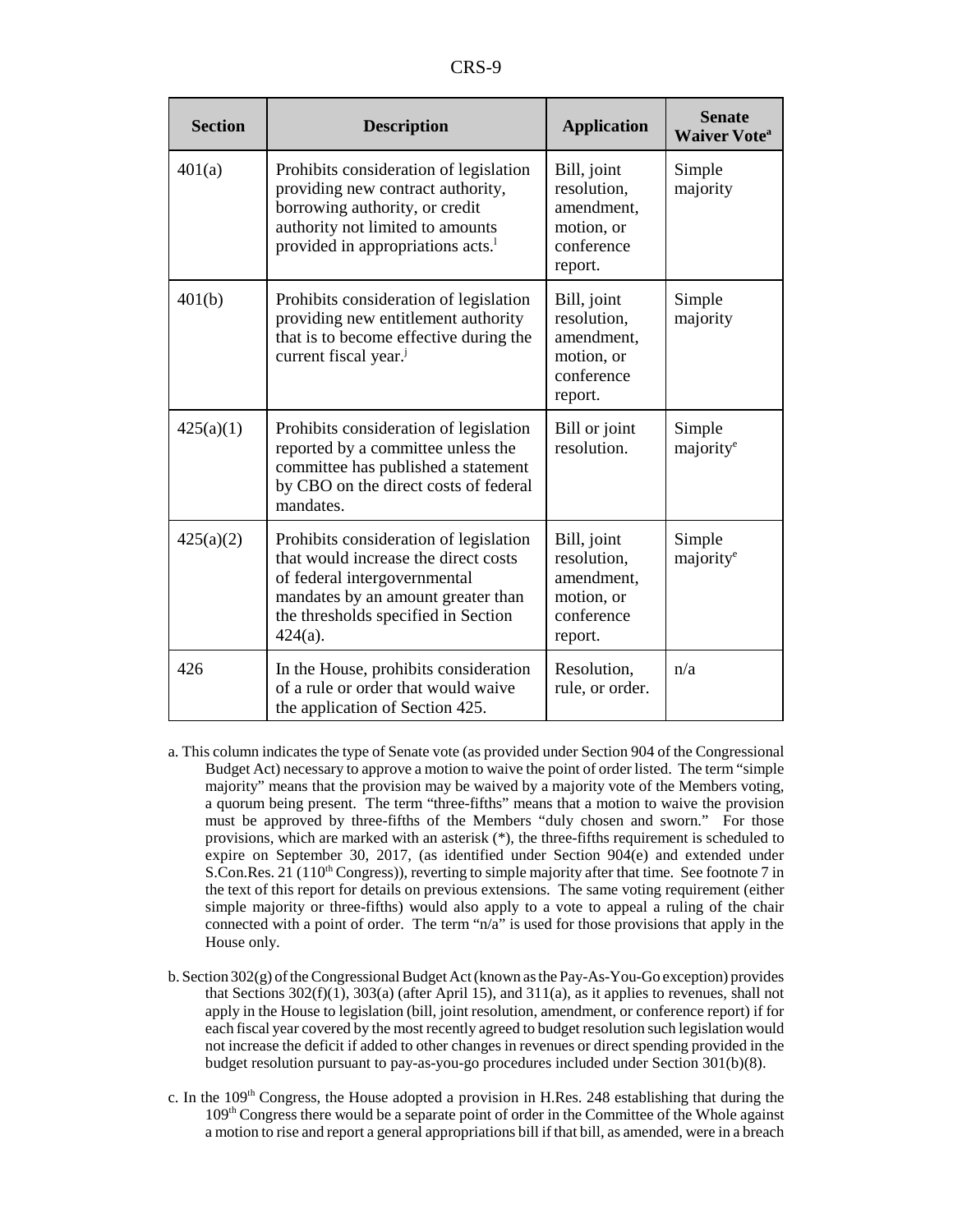| Section | Description | Application | Senate Waiver Vote[a] |
| --- | --- | --- | --- |
| 401(a) | Prohibits consideration of legislation providing new contract authority, borrowing authority, or credit authority not limited to amounts provided in appropriations acts.[i] | Bill, joint resolution, amendment, motion, or conference report. | Simple majority |
| 401(b) | Prohibits consideration of legislation providing new entitlement authority that is to become effective during the current fiscal year.[j] | Bill, joint resolution, amendment, motion, or conference report. | Simple majority |
| 425(a)(1) | Prohibits consideration of legislation reported by a committee unless the committee has published a statement by CBO on the direct costs of federal mandates. | Bill or joint resolution. | Simple majority[e] |
| 425(a)(2) | Prohibits consideration of legislation that would increase the direct costs of federal intergovernmental mandates by an amount greater than the thresholds specified in Section 424(a). | Bill, joint resolution, amendment, motion, or conference report. | Simple majority[e] |
| 426 | In the House, prohibits consideration of a rule or order that would waive the application of Section 425. | Resolution, rule, or order. | n/a |

a. This column indicates the type of Senate vote (as provided under Section 904 of the Congressional Budget Act) necessary to approve a motion to waive the point of order listed. The term "simple majority" means that the provision may be waived by a majority vote of the Members voting, a quorum being present. The term "three-fifths" means that a motion to waive the provision must be approved by three-fifths of the Members "duly chosen and sworn." For those provisions, which are marked with an asterisk (*), the three-fifths requirement is scheduled to expire on September 30, 2017, (as identified under Section 904(e) and extended under S.Con.Res. 21 (110[th] Congress)), reverting to simple majority after that time. See footnote 7 in the text of this report for details on previous extensions. The same voting requirement (either simple majority or three-fifths) would also apply to a vote to appeal a ruling of the chair connected with a point of order. The term "n/a" is used for those provisions that apply in the House only.

b. Section 302(g) of the Congressional Budget Act (known as the Pay-As-You-Go exception) provides that Sections 302(f)(1), 303(a) (after April 15), and 311(a), as it applies to revenues, shall not apply in the House to legislation (bill, joint resolution, amendment, or conference report) if for each fiscal year covered by the most recently agreed to budget resolution such legislation would not increase the deficit if added to other changes in revenues or direct spending provided in the budget resolution pursuant to pay-as-you-go procedures included under Section 301(b)(8).

c. In the 109[th] Congress, the House adopted a provision in H.Res. 248 establishing that during the 109[th] Congress there would be a separate point of order in the Committee of the Whole against a motion to rise and report a general appropriations bill if that bill, as amended, were in a breach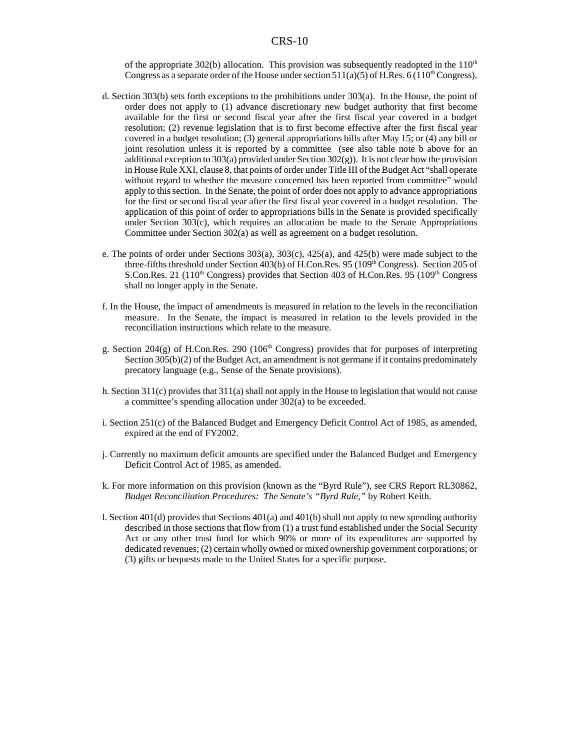of the appropriate 302(b) allocation. This provision was subsequently readopted in the 110th Congress as a separate order of the House under section 511(a)(5) of H.Res. 6 (110th Congress).

d. Section 303(b) sets forth exceptions to the prohibitions under 303(a). In the House, the point of order does not apply to (1) advance discretionary new budget authority that first become available for the first or second fiscal year after the first fiscal year covered in a budget resolution; (2) revenue legislation that is to first become effective after the first fiscal year covered in a budget resolution; (3) general appropriations bills after May 15; or (4) any bill or joint resolution unless it is reported by a committee (see also table note b above for an additional exception to 303(a) provided under Section 302(g)). It is not clear how the provision in House Rule XXI, clause 8, that points of order under Title III of the Budget Act "shall operate without regard to whether the measure concerned has been reported from committee" would apply to this section. In the Senate, the point of order does not apply to advance appropriations for the first or second fiscal year after the first fiscal year covered in a budget resolution. The application of this point of order to appropriations bills in the Senate is provided specifically under Section 303(c), which requires an allocation be made to the Senate Appropriations Committee under Section 302(a) as well as agreement on a budget resolution.

e. The points of order under Sections 303(a), 303(c), 425(a), and 425(b) were made subject to the three-fifths threshold under Section 403(b) of H.Con.Res. 95 (109th Congress). Section 205 of S.Con.Res. 21 (110th Congress) provides that Section 403 of H.Con.Res. 95 (109th Congress shall no longer apply in the Senate.

f. In the House, the impact of amendments is measured in relation to the levels in the reconciliation measure. In the Senate, the impact is measured in relation to the levels provided in the reconciliation instructions which relate to the measure.

g. Section 204(g) of H.Con.Res. 290 (106th Congress) provides that for purposes of interpreting Section 305(b)(2) of the Budget Act, an amendment is not germane if it contains predominately precatory language (e.g., Sense of the Senate provisions).

h. Section 311(c) provides that 311(a) shall not apply in the House to legislation that would not cause a committee's spending allocation under 302(a) to be exceeded.

i. Section 251(c) of the Balanced Budget and Emergency Deficit Control Act of 1985, as amended, expired at the end of FY2002.

j. Currently no maximum deficit amounts are specified under the Balanced Budget and Emergency Deficit Control Act of 1985, as amended.

k. For more information on this provision (known as the "Byrd Rule"), see CRS Report RL30862, *Budget Reconciliation Procedures: The Senate's "Byrd Rule,"* by Robert Keith.

l. Section 401(d) provides that Sections 401(a) and 401(b) shall not apply to new spending authority described in those sections that flow from (1) a trust fund established under the Social Security Act or any other trust fund for which 90% or more of its expenditures are supported by dedicated revenues; (2) certain wholly owned or mixed ownership government corporations; or (3) gifts or bequests made to the United States for a specific purpose.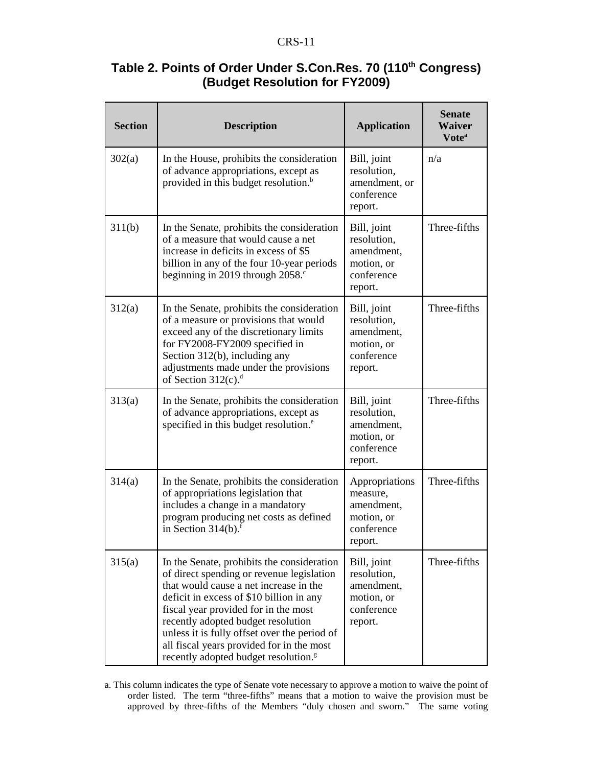## Table 2. Points of Order Under S.Con.Res. 70 (110th Congress) (Budget Resolution for FY2009)

| Section | Description | Application | Senate Waiver Vote[a] |
|---|---|---|---|
| 302(a) | In the House, prohibits the consideration of advance appropriations, except as provided in this budget resolution.[b] | Bill, joint resolution, amendment, or conference report. | n/a |
| 311(b) | In the Senate, prohibits the consideration of a measure that would cause a net increase in deficits in excess of $5 billion in any of the four 10-year periods beginning in 2019 through 2058.[c] | Bill, joint resolution, amendment, motion, or conference report. | Three-fifths |
| 312(a) | In the Senate, prohibits the consideration of a measure or provisions that would exceed any of the discretionary limits for FY2008-FY2009 specified in Section 312(b), including any adjustments made under the provisions of Section 312(c).[d] | Bill, joint resolution, amendment, motion, or conference report. | Three-fifths |
| 313(a) | In the Senate, prohibits the consideration of advance appropriations, except as specified in this budget resolution.[e] | Bill, joint resolution, amendment, motion, or conference report. | Three-fifths |
| 314(a) | In the Senate, prohibits the consideration of appropriations legislation that includes a change in a mandatory program producing net costs as defined in Section 314(b).[f] | Appropriations measure, amendment, motion, or conference report. | Three-fifths |
| 315(a) | In the Senate, prohibits the consideration of direct spending or revenue legislation that would cause a net increase in the deficit in excess of $10 billion in any fiscal year provided for in the most recently adopted budget resolution unless it is fully offset over the period of all fiscal years provided for in the most recently adopted budget resolution.[g] | Bill, joint resolution, amendment, motion, or conference report. | Three-fifths |

a. This column indicates the type of Senate vote necessary to approve a motion to waive the point of order listed. The term "three-fifths" means that a motion to waive the provision must be approved by three-fifths of the Members "duly chosen and sworn." The same voting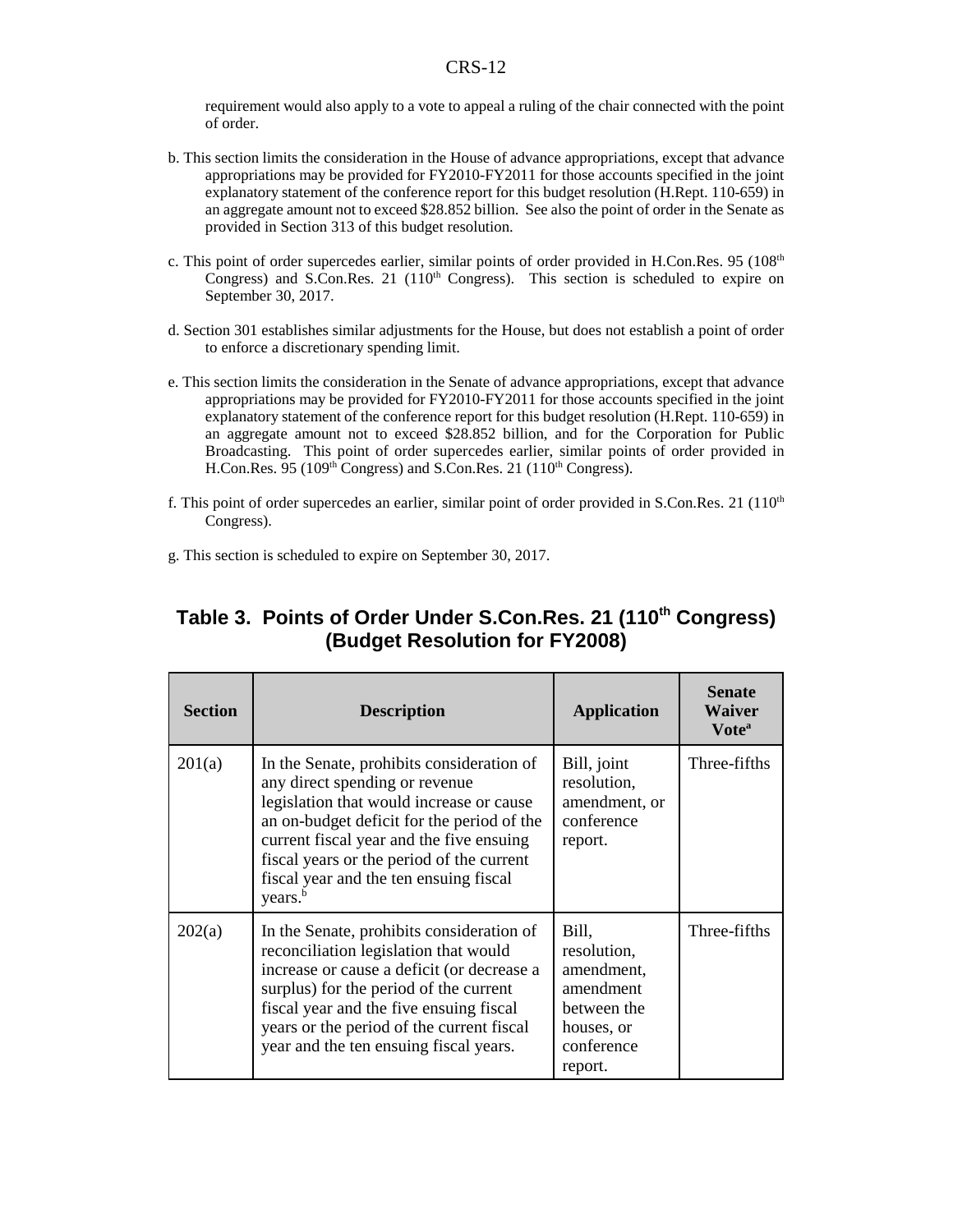requirement would also apply to a vote to appeal a ruling of the chair connected with the point of order.

b. This section limits the consideration in the House of advance appropriations, except that advance appropriations may be provided for FY2010-FY2011 for those accounts specified in the joint explanatory statement of the conference report for this budget resolution (H.Rept. 110-659) in an aggregate amount not to exceed $28.852 billion. See also the point of order in the Senate as provided in Section 313 of this budget resolution.

c. This point of order supercedes earlier, similar points of order provided in H.Con.Res. 95 (108th Congress) and S.Con.Res. 21 (110th Congress). This section is scheduled to expire on September 30, 2017.

d. Section 301 establishes similar adjustments for the House, but does not establish a point of order to enforce a discretionary spending limit.

e. This section limits the consideration in the Senate of advance appropriations, except that advance appropriations may be provided for FY2010-FY2011 for those accounts specified in the joint explanatory statement of the conference report for this budget resolution (H.Rept. 110-659) in an aggregate amount not to exceed $28.852 billion, and for the Corporation for Public Broadcasting. This point of order supercedes earlier, similar points of order provided in H.Con.Res. 95 (109th Congress) and S.Con.Res. 21 (110th Congress).

f. This point of order supercedes an earlier, similar point of order provided in S.Con.Res. 21 (110th Congress).

g. This section is scheduled to expire on September 30, 2017.

## Table 3. Points of Order Under S.Con.Res. 21 (110th Congress) (Budget Resolution for FY2008)

| Section | Description | Application | Senate Waiver Vote[a] |
|---|---|---|---|
| 201(a) | In the Senate, prohibits consideration of any direct spending or revenue legislation that would increase or cause an on-budget deficit for the period of the current fiscal year and the five ensuing fiscal years or the period of the current fiscal year and the ten ensuing fiscal years.[b] | Bill, joint resolution, amendment, or conference report. | Three-fifths |
| 202(a) | In the Senate, prohibits consideration of reconciliation legislation that would increase or cause a deficit (or decrease a surplus) for the period of the current fiscal year and the five ensuing fiscal years or the period of the current fiscal year and the ten ensuing fiscal years. | Bill, resolution, amendment, amendment between the houses, or conference report. | Three-fifths |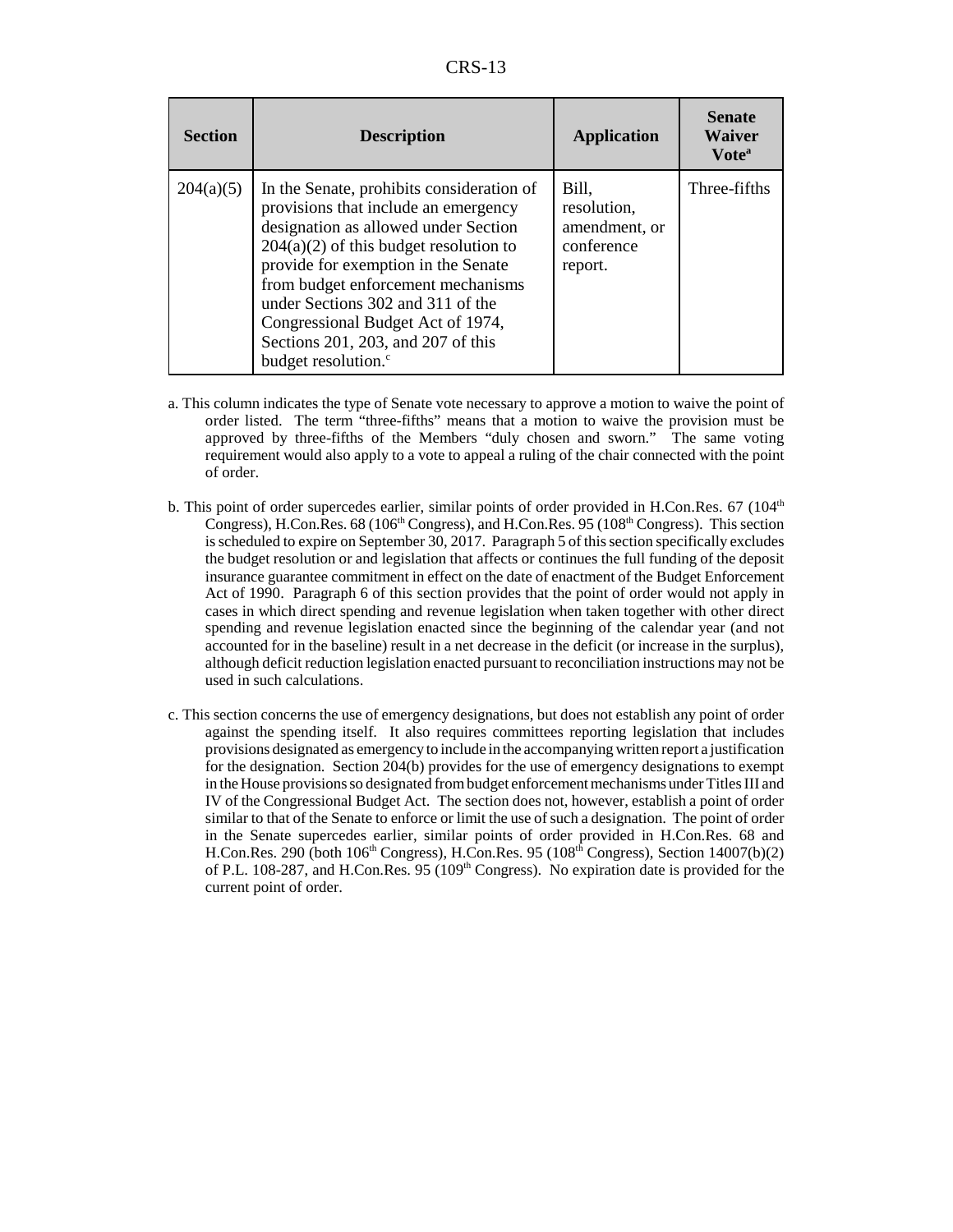| Section | Description | Application | Senate Waiver Vote[a] |
|---|---|---|---|
| 204(a)(5) | In the Senate, prohibits consideration of provisions that include an emergency designation as allowed under Section 204(a)(2) of this budget resolution to provide for exemption in the Senate from budget enforcement mechanisms under Sections 302 and 311 of the Congressional Budget Act of 1974, Sections 201, 203, and 207 of this budget resolution.[c] | Bill, resolution, amendment, or conference report. | Three-fifths |

a. This column indicates the type of Senate vote necessary to approve a motion to waive the point of order listed. The term "three-fifths" means that a motion to waive the provision must be approved by three-fifths of the Members "duly chosen and sworn." The same voting requirement would also apply to a vote to appeal a ruling of the chair connected with the point of order.

b. This point of order supercedes earlier, similar points of order provided in H.Con.Res. 67 (104th Congress), H.Con.Res. 68 (106th Congress), and H.Con.Res. 95 (108th Congress). This section is scheduled to expire on September 30, 2017. Paragraph 5 of this section specifically excludes the budget resolution or and legislation that affects or continues the full funding of the deposit insurance guarantee commitment in effect on the date of enactment of the Budget Enforcement Act of 1990. Paragraph 6 of this section provides that the point of order would not apply in cases in which direct spending and revenue legislation when taken together with other direct spending and revenue legislation enacted since the beginning of the calendar year (and not accounted for in the baseline) result in a net decrease in the deficit (or increase in the surplus), although deficit reduction legislation enacted pursuant to reconciliation instructions may not be used in such calculations.

c. This section concerns the use of emergency designations, but does not establish any point of order against the spending itself. It also requires committees reporting legislation that includes provisions designated as emergency to include in the accompanying written report a justification for the designation. Section 204(b) provides for the use of emergency designations to exempt in the House provisions so designated from budget enforcement mechanisms under Titles III and IV of the Congressional Budget Act. The section does not, however, establish a point of order similar to that of the Senate to enforce or limit the use of such a designation. The point of order in the Senate supercedes earlier, similar points of order provided in H.Con.Res. 68 and H.Con.Res. 290 (both 106th Congress), H.Con.Res. 95 (108th Congress), Section 14007(b)(2) of P.L. 108-287, and H.Con.Res. 95 (109th Congress). No expiration date is provided for the current point of order.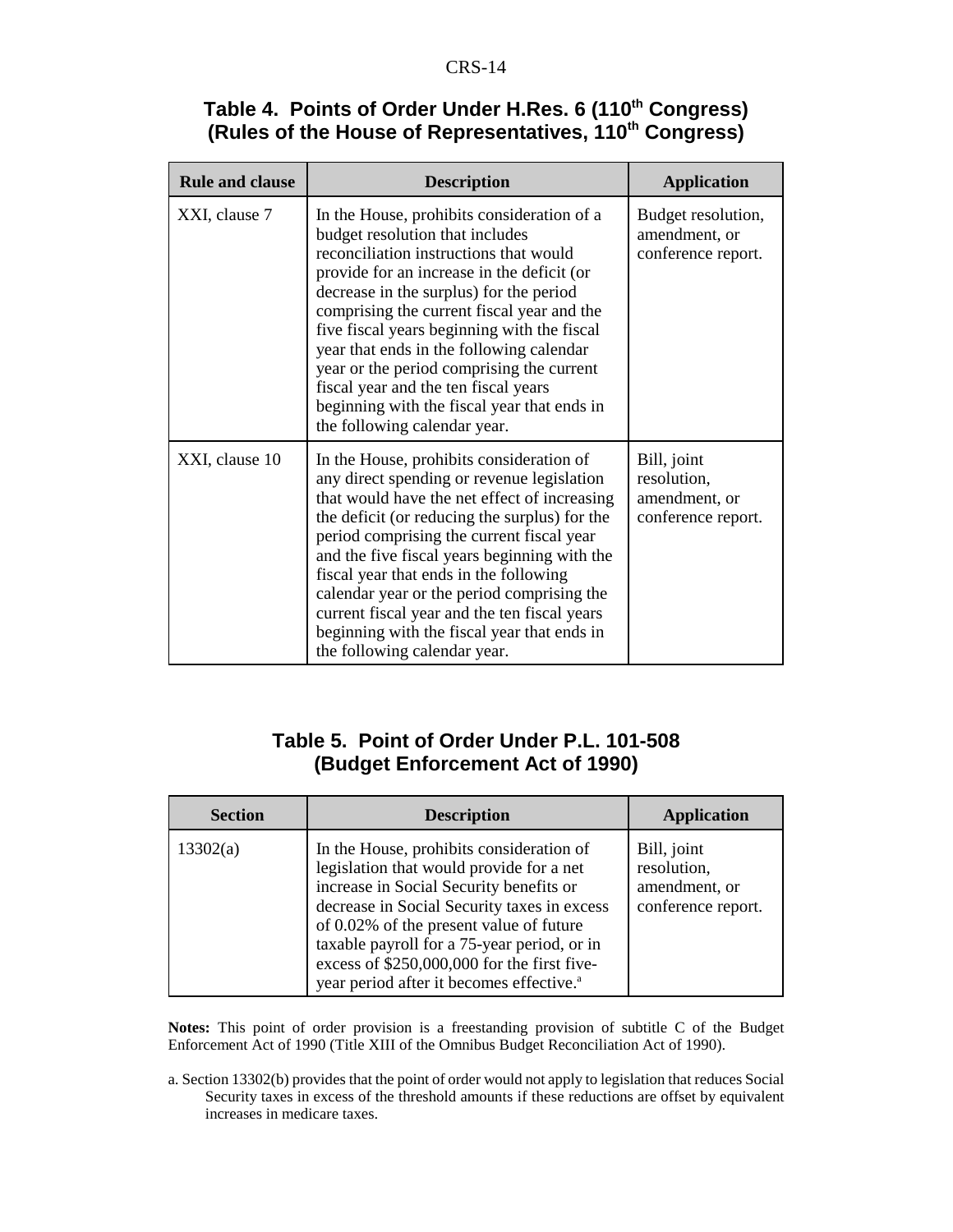## Table 4. Points of Order Under H.Res. 6 (110th Congress) (Rules of the House of Representatives, 110th Congress)

| Rule and clause | Description | Application |
| --- | --- | --- |
| XXI, clause 7 | In the House, prohibits consideration of a budget resolution that includes reconciliation instructions that would provide for an increase in the deficit (or decrease in the surplus) for the period comprising the current fiscal year and the five fiscal years beginning with the fiscal year that ends in the following calendar year or the period comprising the current fiscal year and the ten fiscal years beginning with the fiscal year that ends in the following calendar year. | Budget resolution, amendment, or conference report. |
| XXI, clause 10 | In the House, prohibits consideration of any direct spending or revenue legislation that would have the net effect of increasing the deficit (or reducing the surplus) for the period comprising the current fiscal year and the five fiscal years beginning with the fiscal year that ends in the following calendar year or the period comprising the current fiscal year and the ten fiscal years beginning with the fiscal year that ends in the following calendar year. | Bill, joint resolution, amendment, or conference report. |

## Table 5. Point of Order Under P.L. 101-508 (Budget Enforcement Act of 1990)

| Section | Description | Application |
| --- | --- | --- |
| 13302(a) | In the House, prohibits consideration of legislation that would provide for a net increase in Social Security benefits or decrease in Social Security taxes in excess of 0.02% of the present value of future taxable payroll for a 75-year period, or in excess of $250,000,000 for the first five-year period after it becomes effective.[a] | Bill, joint resolution, amendment, or conference report. |

**Notes:** This point of order provision is a freestanding provision of subtitle C of the Budget Enforcement Act of 1990 (Title XIII of the Omnibus Budget Reconciliation Act of 1990).

a. Section 13302(b) provides that the point of order would not apply to legislation that reduces Social Security taxes in excess of the threshold amounts if these reductions are offset by equivalent increases in medicare taxes.